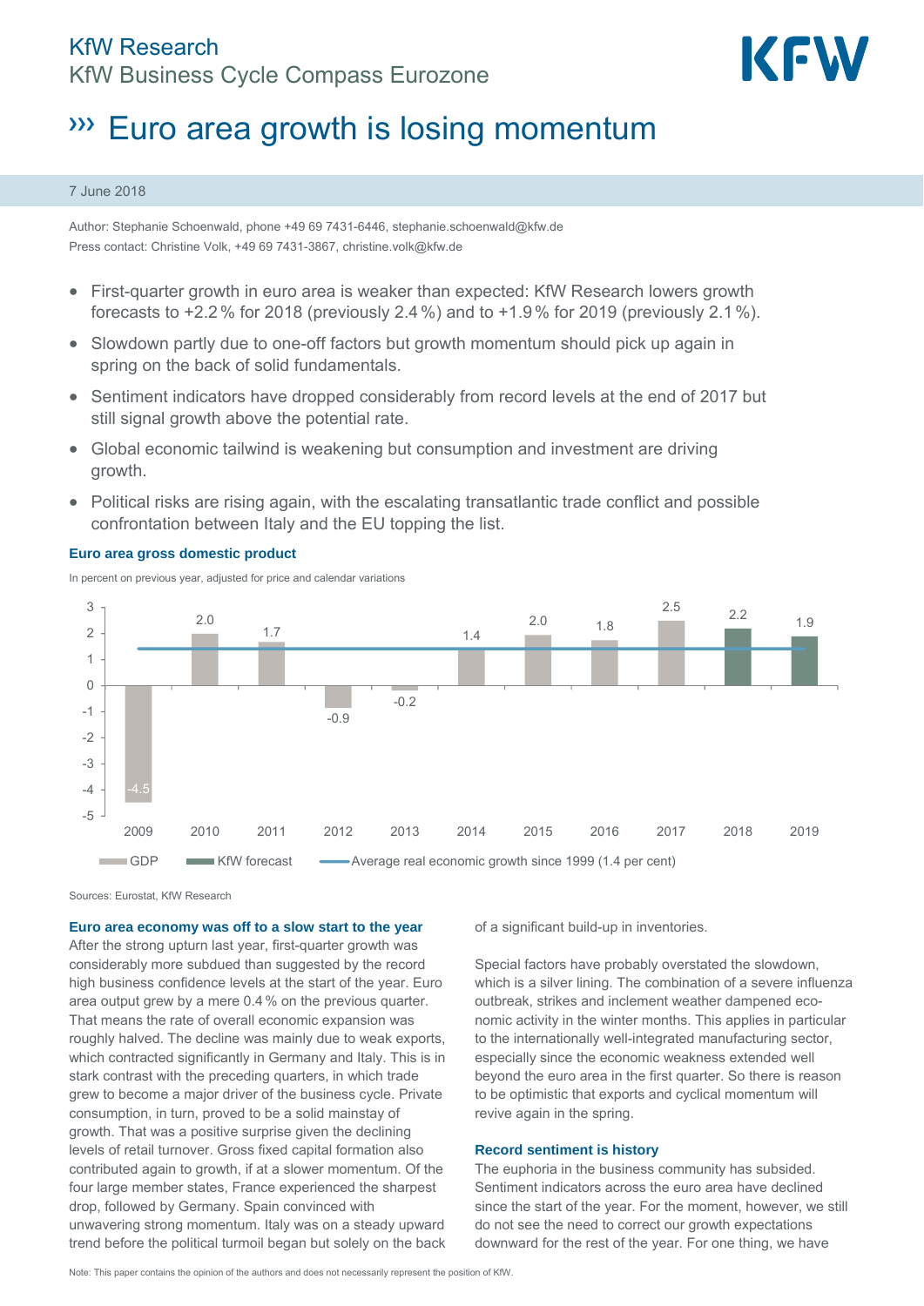KfW Research
KfW Business Cycle Compass Eurozone

# ››› Euro area growth is losing momentum

7 June 2018

Author: Stephanie Schoenwald, phone +49 69 7431-6446, stephanie.schoenwald@kfw.de
Press contact: Christine Volk, +49 69 7431-3867, christine.volk@kfw.de

- First-quarter growth in euro area is weaker than expected: KfW Research lowers growth forecasts to +2.2 % for 2018 (previously 2.4 %) and to +1.9 % for 2019 (previously 2.1 %).
- Slowdown partly due to one-off factors but growth momentum should pick up again in spring on the back of solid fundamentals.
- Sentiment indicators have dropped considerably from record levels at the end of 2017 but still signal growth above the potential rate.
- Global economic tailwind is weakening but consumption and investment are driving growth.
- Political risks are rising again, with the escalating transatlantic trade conflict and possible confrontation between Italy and the EU topping the list.

**Euro area gross domestic product**

In percent on previous year, adjusted for price and calendar variations

| Year | GDP | KfW forecast |
|---|---|---|
| 2009 | -4.5 | |
| 2010 | 2.0 | |
| 2011 | 1.7 | |
| 2012 | -0.9 | |
| 2013 | -0.2 | |
| 2014 | 1.4 | |
| 2015 | 2.0 | |
| 2016 | 1.8 | |
| 2017 | 2.5 | |
| 2018 | | 2.2 |
| 2019 | | 1.9 |

Average real economic growth since 1999 (1.4 per cent)

Sources: Eurostat, KfW Research

## Euro area economy was off to a slow start to the year

After the strong upturn last year, first-quarter growth was considerably more subdued than suggested by the record high business confidence levels at the start of the year. Euro area output grew by a mere 0.4 % on the previous quarter. That means the rate of overall economic expansion was roughly halved. The decline was mainly due to weak exports, which contracted significantly in Germany and Italy. This is in stark contrast with the preceding quarters, in which trade grew to become a major driver of the business cycle. Private consumption, in turn, proved to be a solid mainstay of growth. That was a positive surprise given the declining levels of retail turnover. Gross fixed capital formation also contributed again to growth, if at a slower momentum. Of the four large member states, France experienced the sharpest drop, followed by Germany. Spain convinced with unwavering strong momentum. Italy was on a steady upward trend before the political turmoil began but solely on the back of a significant build-up in inventories.

Special factors have probably overstated the slowdown, which is a silver lining. The combination of a severe influenza outbreak, strikes and inclement weather dampened economic activity in the winter months. This applies in particular to the internationally well-integrated manufacturing sector, especially since the economic weakness extended well beyond the euro area in the first quarter. So there is reason to be optimistic that exports and cyclical momentum will revive again in the spring.

## Record sentiment is history

The euphoria in the business community has subsided. Sentiment indicators across the euro area have declined since the start of the year. For the moment, however, we still do not see the need to correct our growth expectations downward for the rest of the year. For one thing, we have

Note: This paper contains the opinion of the authors and does not necessarily represent the position of KfW.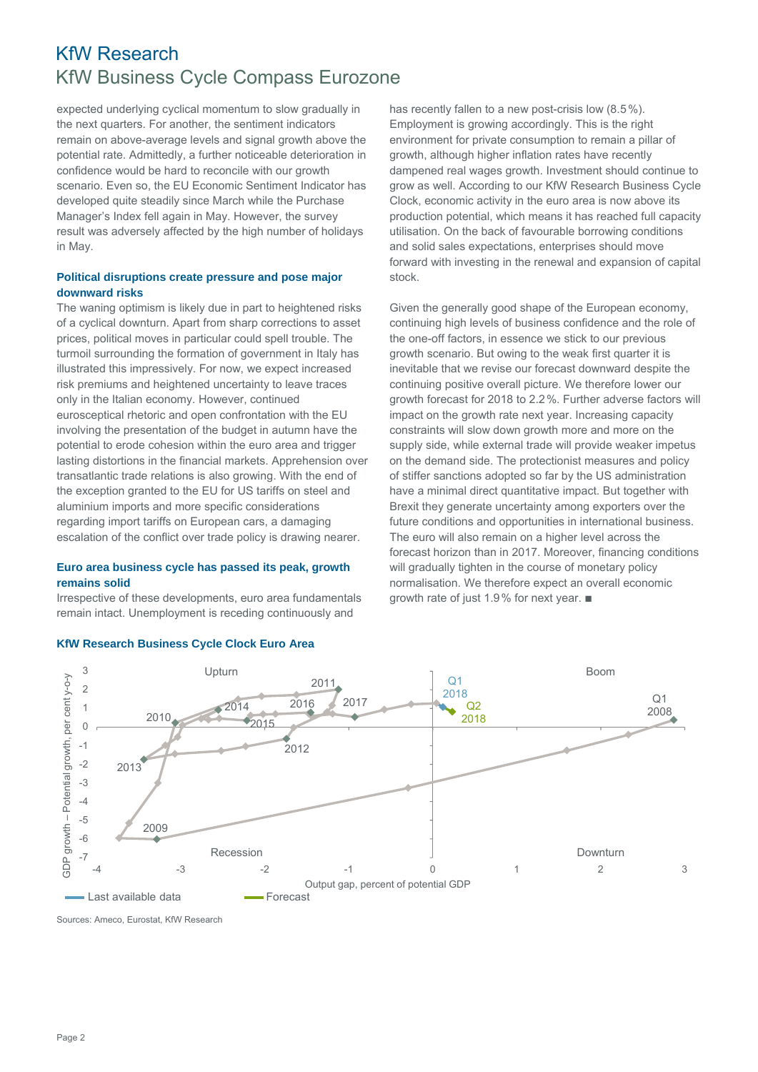expected underlying cyclical momentum to slow gradually in the next quarters. For another, the sentiment indicators remain on above-average levels and signal growth above the potential rate. Admittedly, a further noticeable deterioration in confidence would be hard to reconcile with our growth scenario. Even so, the EU Economic Sentiment Indicator has developed quite steadily since March while the Purchase Manager's Index fell again in May. However, the survey result was adversely affected by the high number of holidays in May.

### Political disruptions create pressure and pose major downward risks

The waning optimism is likely due in part to heightened risks of a cyclical downturn. Apart from sharp corrections to asset prices, political moves in particular could spell trouble. The turmoil surrounding the formation of government in Italy has illustrated this impressively. For now, we expect increased risk premiums and heightened uncertainty to leave traces only in the Italian economy. However, continued eurosceptical rhetoric and open confrontation with the EU involving the presentation of the budget in autumn have the potential to erode cohesion within the euro area and trigger lasting distortions in the financial markets. Apprehension over transatlantic trade relations is also growing. With the end of the exception granted to the EU for US tariffs on steel and aluminium imports and more specific considerations regarding import tariffs on European cars, a damaging escalation of the conflict over trade policy is drawing nearer.

### Euro area business cycle has passed its peak, growth remains solid

Irrespective of these developments, euro area fundamentals remain intact. Unemployment is receding continuously and has recently fallen to a new post-crisis low (8.5 %). Employment is growing accordingly. This is the right environment for private consumption to remain a pillar of growth, although higher inflation rates have recently dampened real wages growth. Investment should continue to grow as well. According to our KfW Research Business Cycle Clock, economic activity in the euro area is now above its production potential, which means it has reached full capacity utilisation. On the back of favourable borrowing conditions and solid sales expectations, enterprises should move forward with investing in the renewal and expansion of capital stock.

Given the generally good shape of the European economy, continuing high levels of business confidence and the role of the one-off factors, in essence we stick to our previous growth scenario. But owing to the weak first quarter it is inevitable that we revise our forecast downward despite the continuing positive overall picture. We therefore lower our growth forecast for 2018 to 2.2 %. Further adverse factors will impact on the growth rate next year. Increasing capacity constraints will slow down growth more and more on the supply side, while external trade will provide weaker impetus on the demand side. The protectionist measures and policy of stiffer sanctions adopted so far by the US administration have a minimal direct quantitative impact. But together with Brexit they generate uncertainty among exporters over the future conditions and opportunities in international business. The euro will also remain on a higher level across the forecast horizon than in 2017. Moreover, financing conditions will gradually tighten in the course of monetary policy normalisation. We therefore expect an overall economic growth rate of just 1.9 % for next year. ■

### KfW Research Business Cycle Clock Euro Area

Upturn
Boom
Recession
Downturn
2008
2009
2010
2011
2012
2013
2014
2015
2016
2017
Q1 2018
Q2 2018
Q1 2008
GDP growth – Potential growth, per cent y-o-y
Output gap, percent of potential GDP
Last available data
Forecast

Sources: Ameco, Eurostat, KfW Research